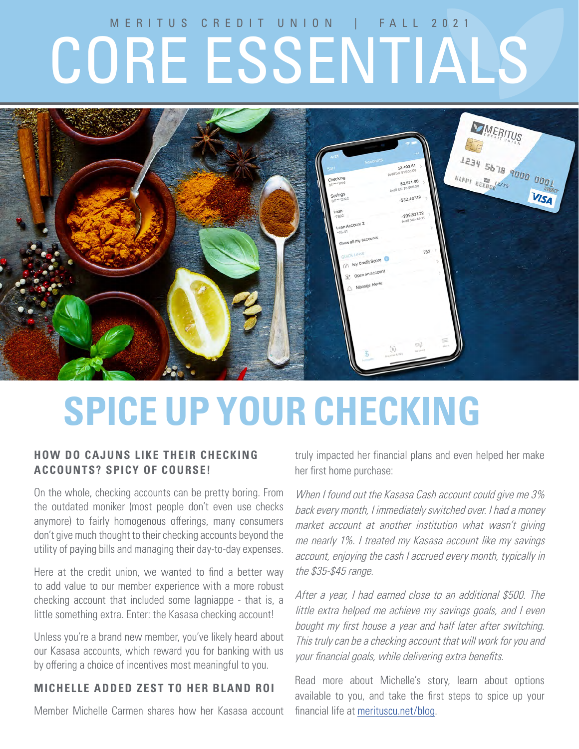MERITUS CREDIT UNION | FALL 2021

# CORE ESSENTIALS

# SPICE UP YOUR CHECKING

### HOW DO CAJUNS LIKE THEIR CHECKING ACCOUNTS? SPICY OF COURSE!

On the whole, checking accounts can be pretty boring. From the outdated moniker (most people don't even use checks anymore) to fairly homogenous offerings, many consumers don't give much thought to their checking accounts beyond the utility of paying bills and managing their day-to-day expenses.

Here at the credit union, we wanted to find a better way to add value to our member experience with a more robust checking account that included some lagniappe - that is, a little something extra. Enter: the Kasasa checking account!

Unless you're a brand new member, you've likely heard about our Kasasa accounts, which reward you for banking with us by offering a choice of incentives most meaningful to you.

### MICHELLE ADDED ZEST TO HER BLAND ROI

Member Michelle Carmen shares how her Kasasa account truly impacted her financial plans and even helped her make her first home purchase:

*When I found out the Kasasa Cash account could give me 3% back every month, I immediately switched over. I had a money market account at another institution what wasn't giving me nearly 1%. I treated my Kasasa account like my savings account, enjoying the cash I accrued every month, typically in the $35-$45 range.*

*After a year, I had earned close to an additional $500. The little extra helped me achieve my savings goals, and I even bought my first house a year and half later after switching. This truly can be a checking account that will work for you and your financial goals, while delivering extra benefits.*

Read more about Michelle's story, learn about options available to you, and take the first steps to spice up your financial life at [merituscu.net/blog](merituscu.net/blog).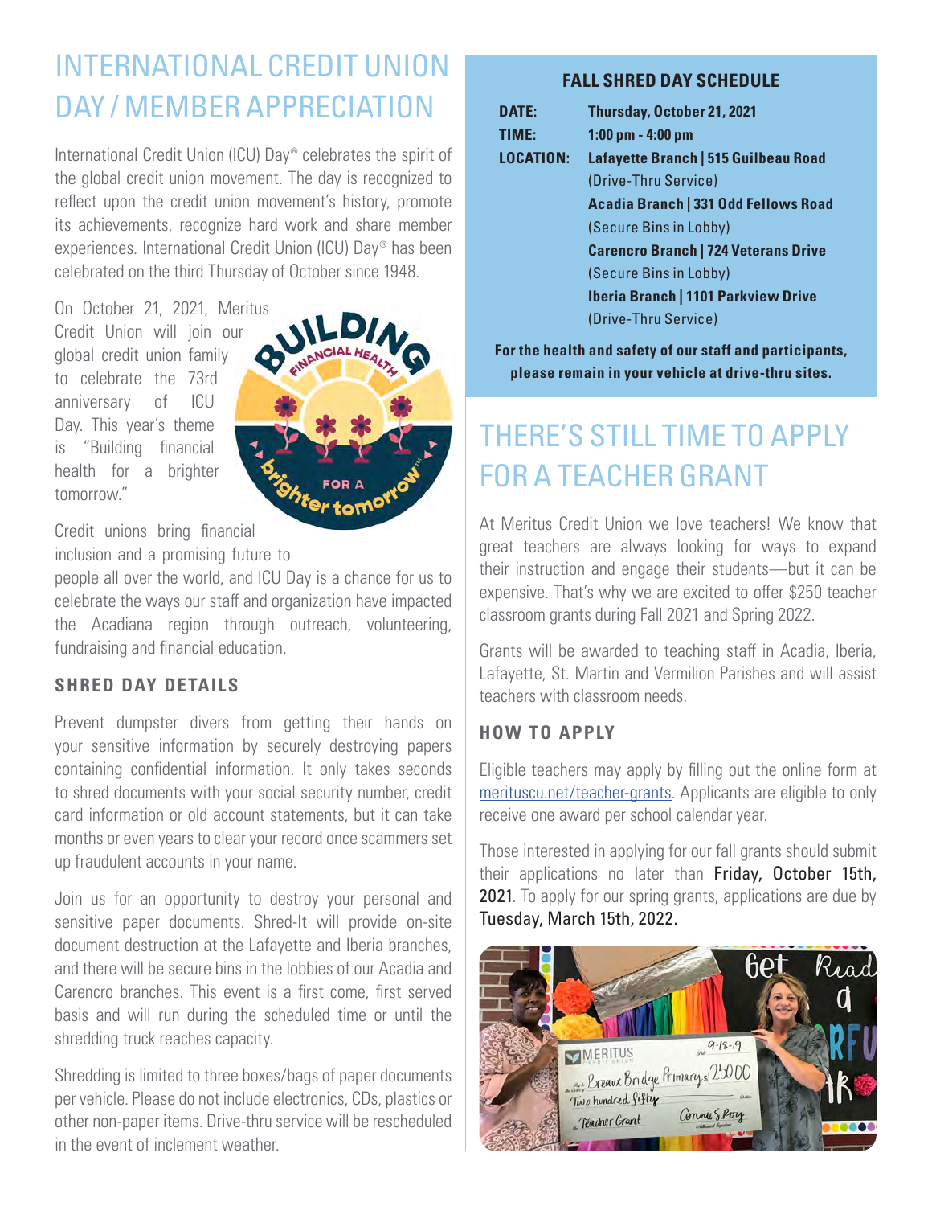# INTERNATIONAL CREDIT UNION DAY / MEMBER APPRECIATION

International Credit Union (ICU) Day® celebrates the spirit of the global credit union movement. The day is recognized to reflect upon the credit union movement's history, promote its achievements, recognize hard work and share member experiences. International Credit Union (ICU) Day® has been celebrated on the third Thursday of October since 1948.

On October 21, 2021, Meritus Credit Union will join our global credit union family to celebrate the 73rd anniversary of ICU Day. This year's theme is "Building financial health for a brighter tomorrow."

Credit unions bring financial inclusion and a promising future to people all over the world, and ICU Day is a chance for us to celebrate the ways our staff and organization have impacted the Acadiana region through outreach, volunteering, fundraising and financial education.

### SHRED DAY DETAILS

Prevent dumpster divers from getting their hands on your sensitive information by securely destroying papers containing confidential information. It only takes seconds to shred documents with your social security number, credit card information or old account statements, but it can take months or even years to clear your record once scammers set up fraudulent accounts in your name.

Join us for an opportunity to destroy your personal and sensitive paper documents. Shred-It will provide on-site document destruction at the Lafayette and Iberia branches, and there will be secure bins in the lobbies of our Acadia and Carencro branches. This event is a first come, first served basis and will run during the scheduled time or until the shredding truck reaches capacity.

Shredding is limited to three boxes/bags of paper documents per vehicle. Please do not include electronics, CDs, plastics or other non-paper items. Drive-thru service will be rescheduled in the event of inclement weather.

### FALL SHRED DAY SCHEDULE

| | |
|---|---|
| **DATE:** | **Thursday, October 21, 2021** |
| **TIME:** | **1:00 pm - 4:00 pm** |
| **LOCATION:** | **Lafayette Branch \| 515 Guilbeau Road** (Drive-Thru Service) |
| | **Acadia Branch \| 331 Odd Fellows Road** (Secure Bins in Lobby) |
| | **Carencro Branch \| 724 Veterans Drive** (Secure Bins in Lobby) |
| | **Iberia Branch \| 1101 Parkview Drive** (Drive-Thru Service) |

**For the health and safety of our staff and participants, please remain in your vehicle at drive-thru sites.**

# THERE'S STILL TIME TO APPLY FOR A TEACHER GRANT

At Meritus Credit Union we love teachers! We know that great teachers are always looking for ways to expand their instruction and engage their students—but it can be expensive. That's why we are excited to offer $250 teacher classroom grants during Fall 2021 and Spring 2022.

Grants will be awarded to teaching staff in Acadia, Iberia, Lafayette, St. Martin and Vermilion Parishes and will assist teachers with classroom needs.

### HOW TO APPLY

Eligible teachers may apply by filling out the online form at [orituscu.net/teacher-grants](merituscu.net/teacher-grants). Applicants are eligible to only receive one award per school calendar year.

Those interested in applying for our fall grants should submit their applications no later than Friday, October 15th, 2021. To apply for our spring grants, applications are due by Tuesday, March 15th, 2022.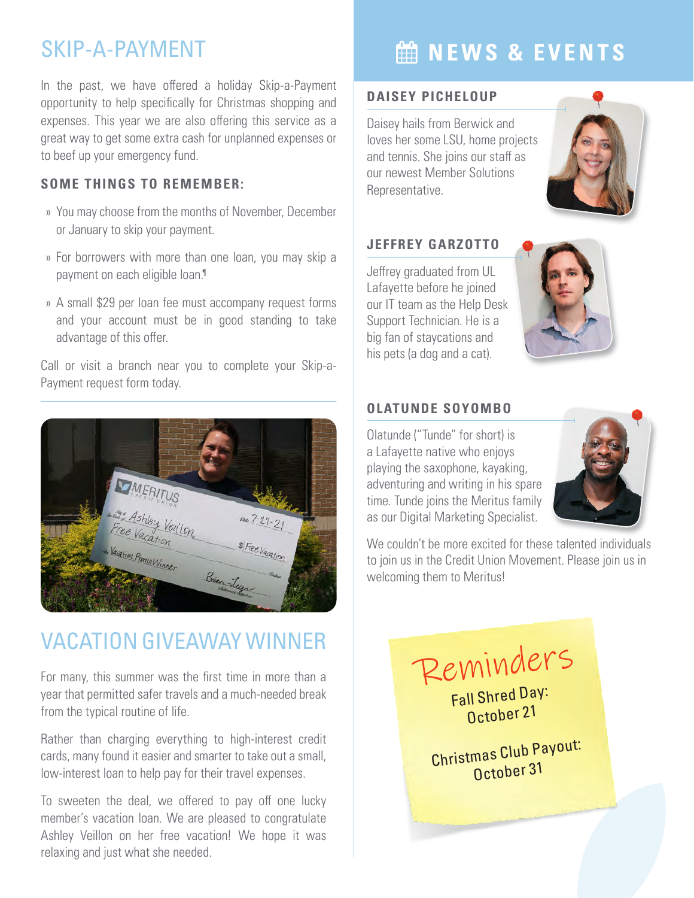## SKIP-A-PAYMENT

In the past, we have offered a holiday Skip-a-Payment opportunity to help specifically for Christmas shopping and expenses. This year we are also offering this service as a great way to get some extra cash for unplanned expenses or to beef up your emergency fund.

### SOME THINGS TO REMEMBER:

- You may choose from the months of November, December or January to skip your payment.
- For borrowers with more than one loan, you may skip a payment on each eligible loan.¶
- A small $29 per loan fee must accompany request forms and your account must be in good standing to take advantage of this offer.

Call or visit a branch near you to complete your Skip-a-Payment request form today.

## VACATION GIVEAWAY WINNER

For many, this summer was the first time in more than a year that permitted safer travels and a much-needed break from the typical routine of life.

Rather than charging everything to high-interest credit cards, many found it easier and smarter to take out a small, low-interest loan to help pay for their travel expenses.

To sweeten the deal, we offered to pay off one lucky member's vacation loan. We are pleased to congratulate Ashley Veillon on her free vacation! We hope it was relaxing and just what she needed.

## NEWS & EVENTS

### DAISEY PICHELOUP

Daisey hails from Berwick and loves her some LSU, home projects and tennis. She joins our staff as our newest Member Solutions Representative.

### JEFFREY GARZOTTO

Jeffrey graduated from UL Lafayette before he joined our IT team as the Help Desk Support Technician. He is a big fan of staycations and his pets (a dog and a cat).

### OLATUNDE SOYOMBO

Olatunde ("Tunde" for short) is a Lafayette native who enjoys playing the saxophone, kayaking, adventuring and writing in his spare time. Tunde joins the Meritus family as our Digital Marketing Specialist.

We couldn't be more excited for these talented individuals to join us in the Credit Union Movement. Please join us in welcoming them to Meritus!

### Reminders

Fall Shred Day:
October 21

Christmas Club Payout:
October 31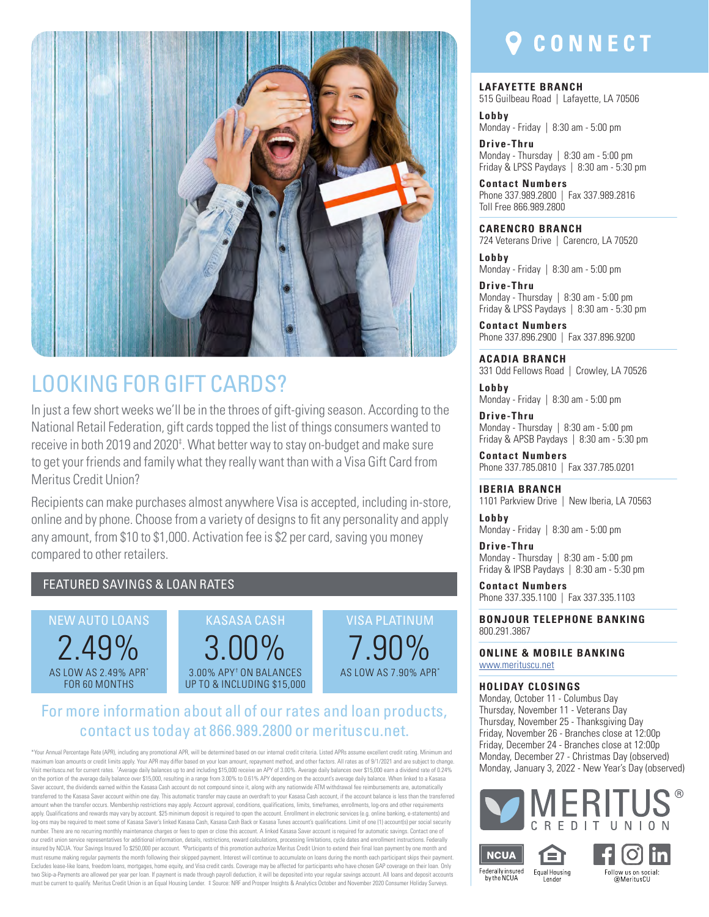## LOOKING FOR GIFT CARDS?

In just a few short weeks we'll be in the throes of gift-giving season. According to the National Retail Federation, gift cards topped the list of things consumers wanted to receive in both 2019 and 2020‡. What better way to stay on-budget and make sure to get your friends and family what they really want than with a Visa Gift Card from Meritus Credit Union?

Recipients can make purchases almost anywhere Visa is accepted, including in-store, online and by phone. Choose from a variety of designs to fit any personality and apply any amount, from $10 to $1,000. Activation fee is $2 per card, saving you money compared to other retailers.

### FEATURED SAVINGS & LOAN RATES

**NEW AUTO LOANS**
2.49%
AS LOW AS 2.49% APR*
FOR 60 MONTHS

**KASASA CASH**
3.00%
3.00% APY† ON BALANCES
UP TO & INCLUDING $15,000

**VISA PLATINUM**
7.90%
AS LOW AS 7.90% APR*

For more information about all of our rates and loan products, contact us today at 866.989.2800 or meritus cu.net.

*Your Annual Percentage Rate (APR), including any promotional APR, will be determined based on our internal credit criteria. Listed APRs assume excellent credit rating. Minimum and maximum loan amounts or credit limits apply. Your APR may differ based on your loan amount, repayment method, and other factors. All rates as of 9/1/2021 and are subject to change. Visit merituscu.net for current rates. †Average daily balances up to and including $15,000 receive an APY of 3.00%. Average daily balances over $15,000 earn a dividend rate of 0.24% on the portion of the average daily balance over $15,000, resulting in a range from 3.00% to 0.61% APY depending on the account's average daily balance. When linked to a Kasasa Saver account, the dividends earned within the Kasasa Cash account do not compound since it, along with any nationwide ATM withdrawal fee reimbursements are, automatically transferred to the Kasasa Saver account within one day. This automatic transfer may cause an overdraft to your Kasasa Cash account, if the account balance is less than the transferred amount when the transfer occurs. Membership restrictions may apply. Account approval, conditions, qualifications, limits, timeframes, enrollments, log-ons and other requirements apply. Qualifications and rewards may vary by account. $25 minimum deposit is required to open the account. Enrollment in electronic services (e.g. online banking, e-statements) and log-ons may be required to meet some of Kasasa Saver's linked Kasasa Cash, Kasasa Cash Back or Kasasa Tunes account's qualifications. Limit of one (1) account(s) per social security number. There are no recurring monthly maintenance charges or fees to open or close this account. A linked Kasasa Saver account is required for automatic savings. Contact one of our credit union service representatives for additional information, details, restrictions, reward calculations, processing limitations, cycle dates and enrollment instructions. Federally insured by NCUA. Your Savings Insured To $250,000 per account. ¶Participants of this promotion authorize Meritus Credit Union to extend their final loan payment by one month and must resume making regular payments the month following their skipped payment. Interest will continue to accumulate on loans during the month each participant skips their payment. Excludes lease-like loans, freedom loans, mortgages, home equity, and Visa credit cards. Coverage may be affected for participants who have chosen GAP coverage on their loan. Only two Skip-a-Payments are allowed per year per loan. If payment is made through payroll deduction, it will be deposited into your regular savings account. All loans and deposit accounts must be current to qualify. Meritus Credit Union is an Equal Housing Lender. ‡ Source: NRF and Prosper Insights & Analytics October and November 2020 Consumer Holiday Surveys.

## CONNECT

### LAFAYETTE BRANCH
515 Guilbeau Road | Lafayette, LA 70506

**Lobby**
Monday - Friday | 8:30 am - 5:00 pm

**Drive-Thru**
Monday - Thursday | 8:30 am - 5:00 pm
Friday & LPSS Paydays | 8:30 am - 5:30 pm

**Contact Numbers**
Phone 337.989.2800 | Fax 337.989.2816
Toll Free 866.989.2800

### CARENCRO BRANCH
724 Veterans Drive | Carencro, LA 70520

**Lobby**
Monday - Friday | 8:30 am - 5:00 pm

**Drive-Thru**
Monday - Thursday | 8:30 am - 5:00 pm
Friday & LPSS Paydays | 8:30 am - 5:30 pm

**Contact Numbers**
Phone 337.896.2900 | Fax 337.896.9200

### ACADIA BRANCH
331 Odd Fellows Road | Crowley, LA 70526

**Lobby**
Monday - Friday | 8:30 am - 5:00 pm

**Drive-Thru**
Monday - Thursday | 8:30 am - 5:00 pm
Friday & APSB Paydays | 8:30 am - 5:30 pm

**Contact Numbers**
Phone 337.785.0810 | Fax 337.785.0201

### IBERIA BRANCH
1101 Parkview Drive | New Iberia, LA 70563

**Lobby**
Monday - Friday | 8:30 am - 5:00 pm

**Drive-Thru**
Monday - Thursday | 8:30 am - 5:00 pm
Friday & IPSB Paydays | 8:30 am - 5:30 pm

**Contact Numbers**
Phone 337.335.1100 | Fax 337.335.1103

### BONJOUR TELEPHONE BANKING
800.291.3867

### ONLINE & MOBILE BANKING
www.meritus cu.net

### HOLIDAY CLOSINGS
Monday, October 11 - Columbus Day
Thursday, November 11 - Veterans Day
Thursday, November 25 - Thanksgiving Day
Friday, November 26 - Branches close at 12:00p
Friday, December 24 - Branches close at 12:00p
Monday, December 27 - Christmas Day (observed)
Monday, January 3, 2022 - New Year's Day (observed)

MERITUS® CREDIT UNION

NCUA Federally insured by the NCUA | Equal Housing Lender | Follow us on social: @MeritusCU